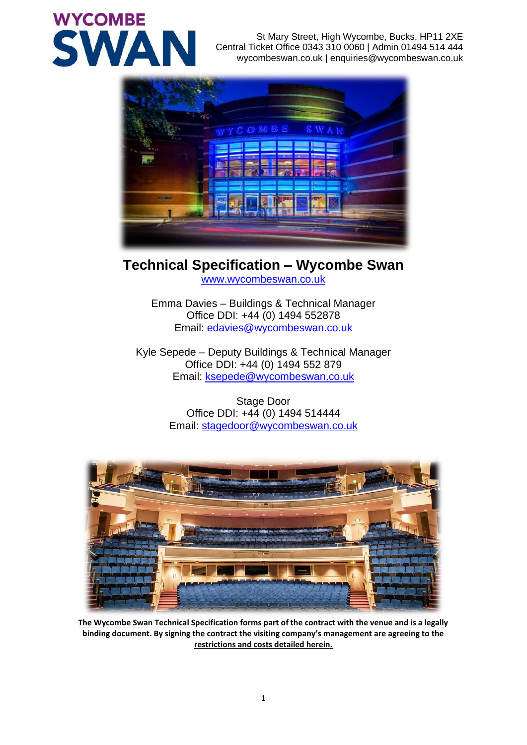WYCOMBE SWAN

St Mary Street, High Wycombe, Bucks, HP11 2XE
Central Ticket Office 0343 310 0060 | Admin 01494 514 444
wycombeswan.co.uk | enquiries@wycombeswan.co.uk

# Technical Specification – Wycombe Swan

www.wycombeswan.co.uk

Emma Davies – Buildings & Technical Manager
Office DDI: +44 (0) 1494 552878
Email: edavies@wycombeswan.co.uk

Kyle Sepede – Deputy Buildings & Technical Manager
Office DDI: +44 (0) 1494 552 879
Email: ksepede@wycombeswan.co.uk

Stage Door
Office DDI: +44 (0) 1494 514444
Email: stagedoor@wycombeswan.co.uk

**The Wycombe Swan Technical Specification forms part of the contract with the venue and is a legally binding document. By signing the contract the visiting company's management are agreeing to the restrictions and costs detailed herein.**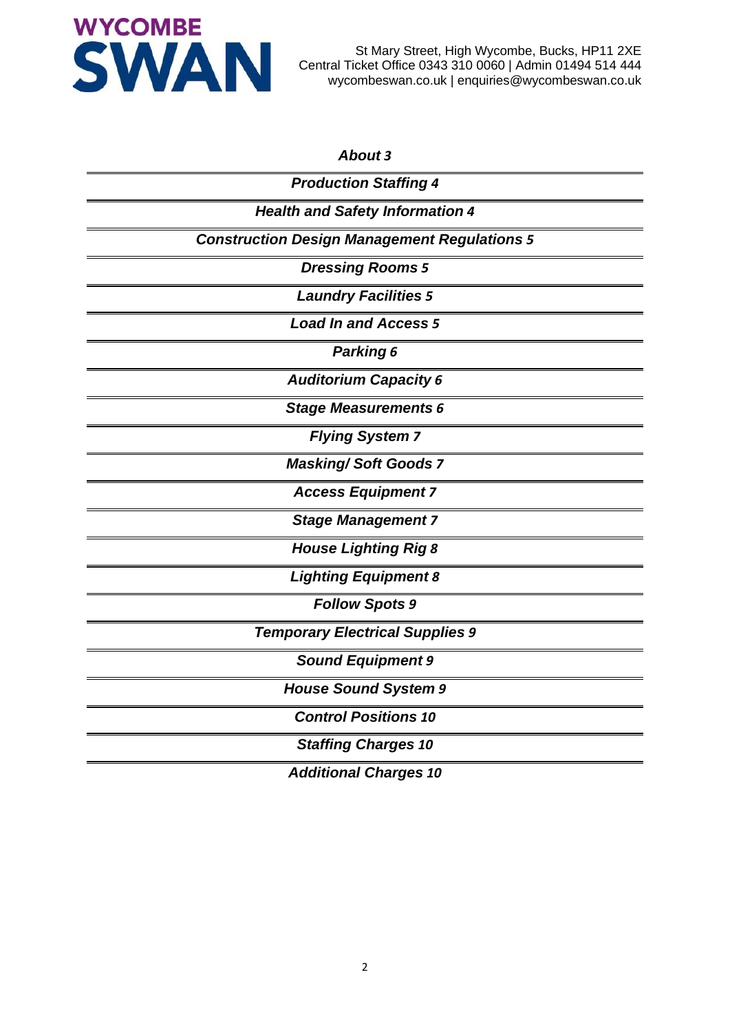WYCOMBE SWAN

St Mary Street, High Wycombe, Bucks, HP11 2XE
Central Ticket Office 0343 310 0060 | Admin 01494 514 444
wycombeswan.co.uk | enquiries@wycombeswan.co.uk

***About 3***

***Production Staffing 4***

***Health and Safety Information 4***

***Construction Design Management Regulations 5***

***Dressing Rooms 5***

***Laundry Facilities 5***

***Load In and Access 5***

***Parking 6***

***Auditorium Capacity 6***

***Stage Measurements 6***

***Flying System 7***

***Masking/ Soft Goods 7***

***Access Equipment 7***

***Stage Management 7***

***House Lighting Rig 8***

***Lighting Equipment 8***

***Follow Spots 9***

***Temporary Electrical Supplies 9***

***Sound Equipment 9***

***House Sound System 9***

***Control Positions 10***

***Staffing Charges 10***

***Additional Charges 10***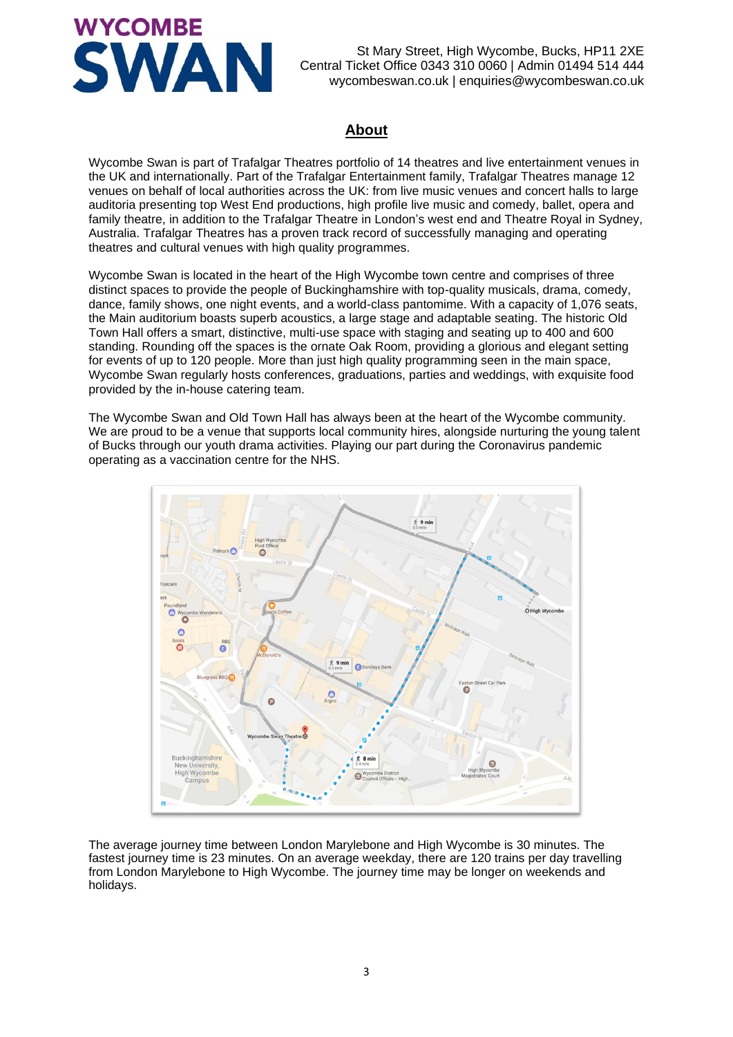# WYCOMBE SWAN

St Mary Street, High Wycombe, Bucks, HP11 2XE
Central Ticket Office 0343 310 0060 | Admin 01494 514 444
wycombeswan.co.uk | enquiries@wycombeswan.co.uk

## About

Wycombe Swan is part of Trafalgar Theatres portfolio of 14 theatres and live entertainment venues in the UK and internationally. Part of the Trafalgar Entertainment family, Trafalgar Theatres manage 12 venues on behalf of local authorities across the UK: from live music venues and concert halls to large auditoria presenting top West End productions, high profile live music and comedy, ballet, opera and family theatre, in addition to the Trafalgar Theatre in London's west end and Theatre Royal in Sydney, Australia. Trafalgar Theatres has a proven track record of successfully managing and operating theatres and cultural venues with high quality programmes.

Wycombe Swan is located in the heart of the High Wycombe town centre and comprises of three distinct spaces to provide the people of Buckinghamshire with top-quality musicals, drama, comedy, dance, family shows, one night events, and a world-class pantomime. With a capacity of 1,076 seats, the Main auditorium boasts superb acoustics, a large stage and adaptable seating. The historic Old Town Hall offers a smart, distinctive, multi-use space with staging and seating up to 400 and 600 standing. Rounding off the spaces is the ornate Oak Room, providing a glorious and elegant setting for events of up to 120 people. More than just high quality programming seen in the main space, Wycombe Swan regularly hosts conferences, graduations, parties and weddings, with exquisite food provided by the in-house catering team.

The Wycombe Swan and Old Town Hall has always been at the heart of the Wycombe community. We are proud to be a venue that supports local community hires, alongside nurturing the young talent of Bucks through our youth drama activities. Playing our part during the Coronavirus pandemic operating as a vaccination centre for the NHS.

The average journey time between London Marylebone and High Wycombe is 30 minutes. The fastest journey time is 23 minutes. On an average weekday, there are 120 trains per day travelling from London Marylebone to High Wycombe. The journey time may be longer on weekends and holidays.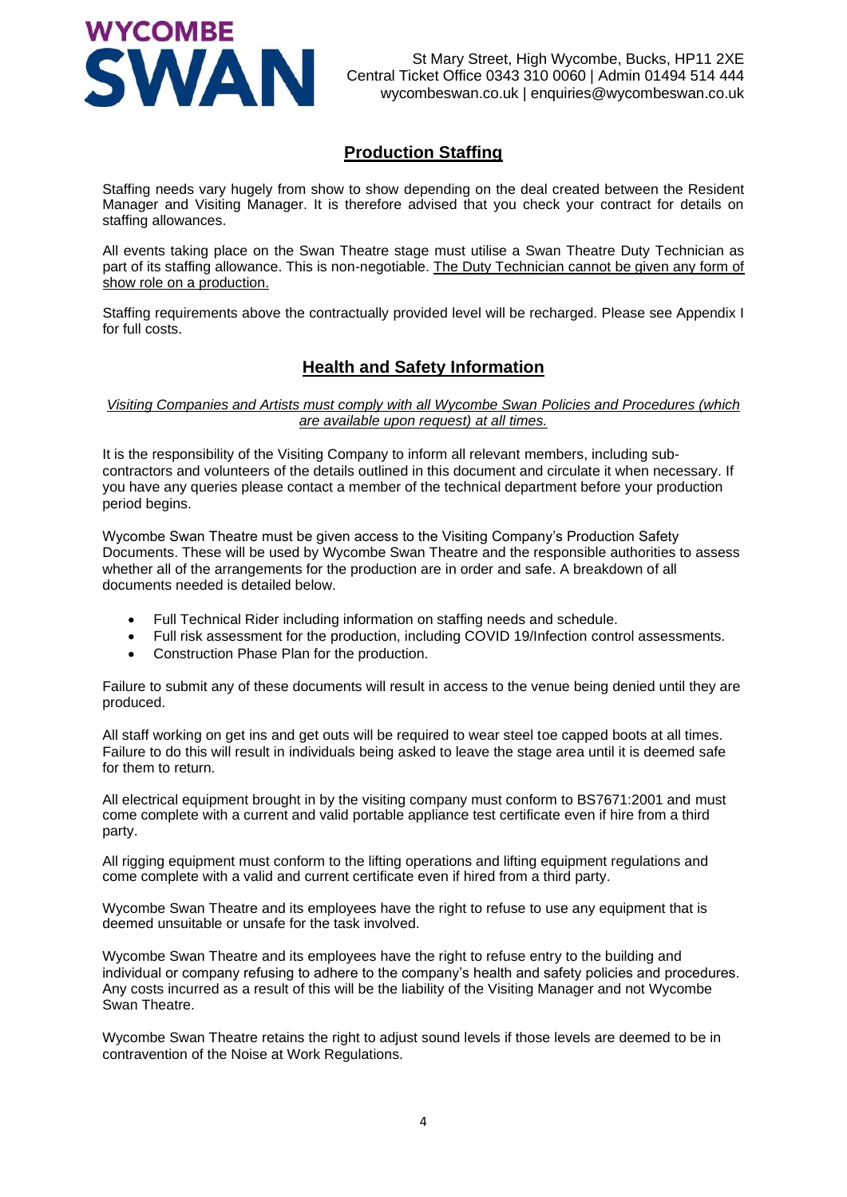## Production Staffing

Staffing needs vary hugely from show to show depending on the deal created between the Resident Manager and Visiting Manager. It is therefore advised that you check your contract for details on staffing allowances.

All events taking place on the Swan Theatre stage must utilise a Swan Theatre Duty Technician as part of its staffing allowance. This is non-negotiable. <u>The Duty Technician cannot be given any form of show role on a production.</u>

Staffing requirements above the contractually provided level will be recharged. Please see Appendix I for full costs.

## Health and Safety Information

*<u>Visiting Companies and Artists must comply with all Wycombe Swan Policies and Procedures (which are available upon request) at all times.</u>*

It is the responsibility of the Visiting Company to inform all relevant members, including sub-contractors and volunteers of the details outlined in this document and circulate it when necessary. If you have any queries please contact a member of the technical department before your production period begins.

Wycombe Swan Theatre must be given access to the Visiting Company's Production Safety Documents. These will be used by Wycombe Swan Theatre and the responsible authorities to assess whether all of the arrangements for the production are in order and safe. A breakdown of all documents needed is detailed below.

- Full Technical Rider including information on staffing needs and schedule.
- Full risk assessment for the production, including COVID 19/Infection control assessments.
- Construction Phase Plan for the production.

Failure to submit any of these documents will result in access to the venue being denied until they are produced.

All staff working on get ins and get outs will be required to wear steel toe capped boots at all times. Failure to do this will result in individuals being asked to leave the stage area until it is deemed safe for them to return.

All electrical equipment brought in by the visiting company must conform to BS7671:2001 and must come complete with a current and valid portable appliance test certificate even if hire from a third party.

All rigging equipment must conform to the lifting operations and lifting equipment regulations and come complete with a valid and current certificate even if hired from a third party.

Wycombe Swan Theatre and its employees have the right to refuse to use any equipment that is deemed unsuitable or unsafe for the task involved.

Wycombe Swan Theatre and its employees have the right to refuse entry to the building and individual or company refusing to adhere to the company's health and safety policies and procedures. Any costs incurred as a result of this will be the liability of the Visiting Manager and not Wycombe Swan Theatre.

Wycombe Swan Theatre retains the right to adjust sound levels if those levels are deemed to be in contravention of the Noise at Work Regulations.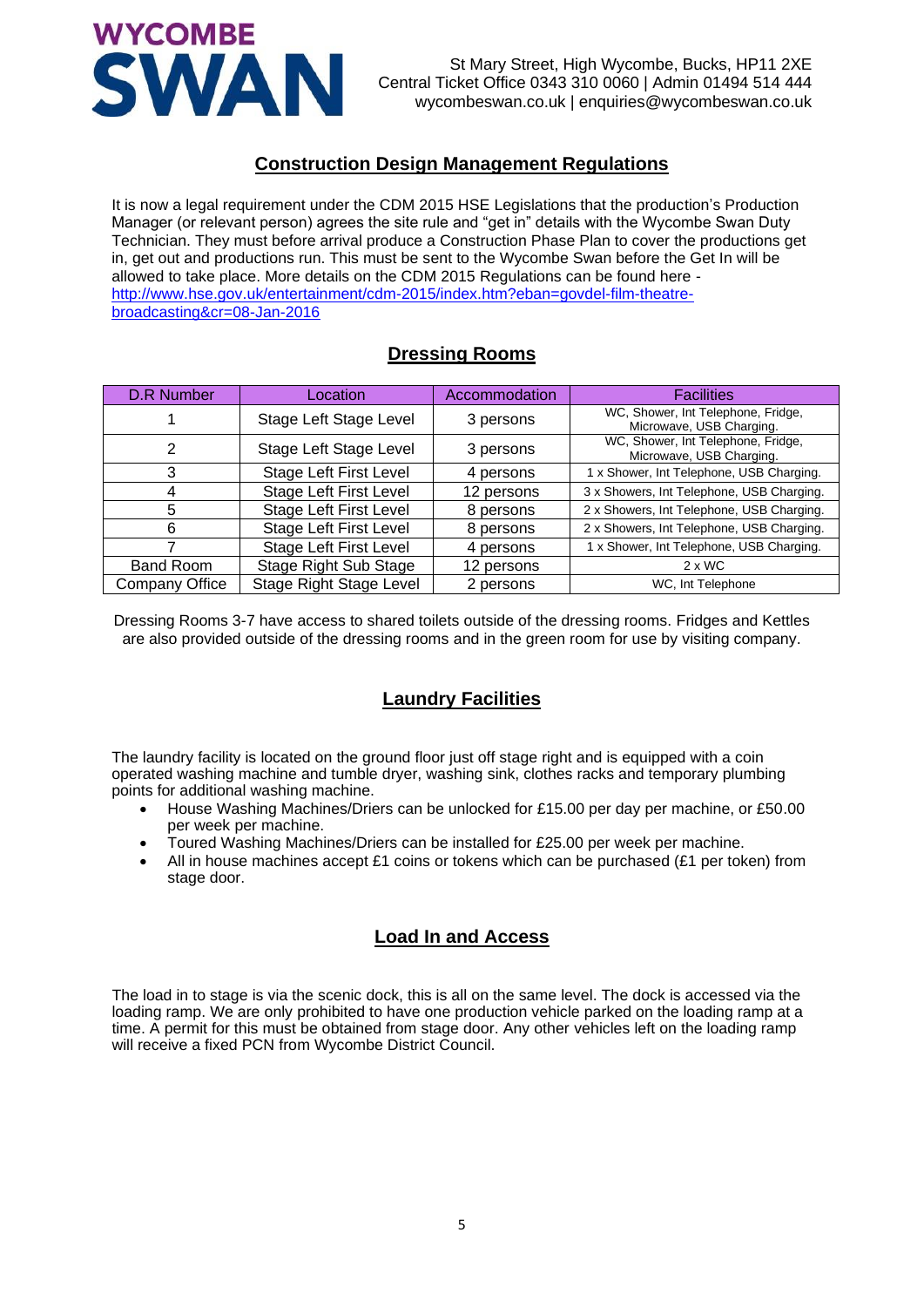WYCOMBE SWAN

St Mary Street, High Wycombe, Bucks, HP11 2XE
Central Ticket Office 0343 310 0060 | Admin 01494 514 444
wycombeswan.co.uk | enquiries@wycombeswan.co.uk

## Construction Design Management Regulations

It is now a legal requirement under the CDM 2015 HSE Legislations that the production's Production Manager (or relevant person) agrees the site rule and "get in" details with the Wycombe Swan Duty Technician. They must before arrival produce a Construction Phase Plan to cover the productions get in, get out and productions run. This must be sent to the Wycombe Swan before the Get In will be allowed to take place. More details on the CDM 2015 Regulations can be found here - http://www.hse.gov.uk/entertainment/cdm-2015/index.htm?eban=govdel-film-theatre-broadcasting&cr=08-Jan-2016

## Dressing Rooms

| D.R Number | Location | Accommodation | Facilities |
|---|---|---|---|
| 1 | Stage Left Stage Level | 3 persons | WC, Shower, Int Telephone, Fridge, Microwave, USB Charging. |
| 2 | Stage Left Stage Level | 3 persons | WC, Shower, Int Telephone, Fridge, Microwave, USB Charging. |
| 3 | Stage Left First Level | 4 persons | 1 x Shower, Int Telephone, USB Charging. |
| 4 | Stage Left First Level | 12 persons | 3 x Showers, Int Telephone, USB Charging. |
| 5 | Stage Left First Level | 8 persons | 2 x Showers, Int Telephone, USB Charging. |
| 6 | Stage Left First Level | 8 persons | 2 x Showers, Int Telephone, USB Charging. |
| 7 | Stage Left First Level | 4 persons | 1 x Shower, Int Telephone, USB Charging. |
| Band Room | Stage Right Sub Stage | 12 persons | 2 x WC |
| Company Office | Stage Right Stage Level | 2 persons | WC, Int Telephone |

Dressing Rooms 3-7 have access to shared toilets outside of the dressing rooms. Fridges and Kettles are also provided outside of the dressing rooms and in the green room for use by visiting company.

## Laundry Facilities

The laundry facility is located on the ground floor just off stage right and is equipped with a coin operated washing machine and tumble dryer, washing sink, clothes racks and temporary plumbing points for additional washing machine.

- House Washing Machines/Driers can be unlocked for £15.00 per day per machine, or £50.00 per week per machine.
- Toured Washing Machines/Driers can be installed for £25.00 per week per machine.
- All in house machines accept £1 coins or tokens which can be purchased (£1 per token) from stage door.

## Load In and Access

The load in to stage is via the scenic dock, this is all on the same level. The dock is accessed via the loading ramp. We are only prohibited to have one production vehicle parked on the loading ramp at a time. A permit for this must be obtained from stage door. Any other vehicles left on the loading ramp will receive a fixed PCN from Wycombe District Council.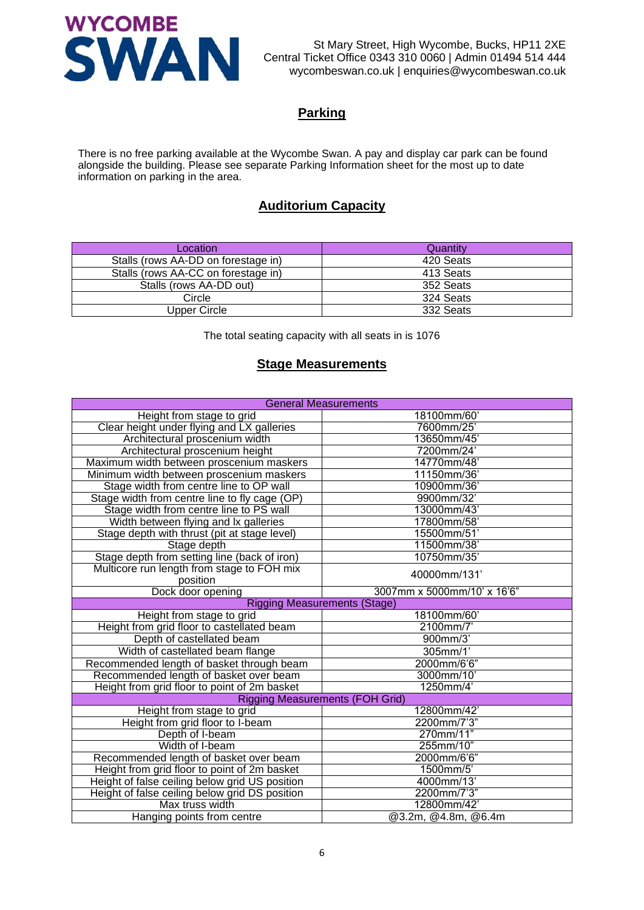WYCOMBE SWAN

St Mary Street, High Wycombe, Bucks, HP11 2XE
Central Ticket Office 0343 310 0060 | Admin 01494 514 444
wycombeswan.co.uk | enquiries@wycombeswan.co.uk

## Parking

There is no free parking available at the Wycombe Swan. A pay and display car park can be found alongside the building. Please see separate Parking Information sheet for the most up to date information on parking in the area.

## Auditorium Capacity

| Location | Quantity |
|---|---|
| Stalls (rows AA-DD on forestage in) | 420 Seats |
| Stalls (rows AA-CC on forestage in) | 413 Seats |
| Stalls (rows AA-DD out) | 352 Seats |
| Circle | 324 Seats |
| Upper Circle | 332 Seats |

The total seating capacity with all seats in is 1076

## Stage Measurements

| General Measurements | |
|---|---|
| Height from stage to grid | 18100mm/60' |
| Clear height under flying and LX galleries | 7600mm/25' |
| Architectural proscenium width | 13650mm/45' |
| Architectural proscenium height | 7200mm/24' |
| Maximum width between proscenium maskers | 14770mm/48' |
| Minimum width between proscenium maskers | 11150mm/36' |
| Stage width from centre line to OP wall | 10900mm/36' |
| Stage width from centre line to fly cage (OP) | 9900mm/32' |
| Stage width from centre line to PS wall | 13000mm/43' |
| Width between flying and lx galleries | 17800mm/58' |
| Stage depth with thrust (pit at stage level) | 15500mm/51' |
| Stage depth | 11500mm/38' |
| Stage depth from setting line (back of iron) | 10750mm/35' |
| Multicore run length from stage to FOH mix position | 40000mm/131' |
| Dock door opening | 3007mm x 5000mm/10' x 16'6" |
| **Rigging Measurements (Stage)** | |
| Height from stage to grid | 18100mm/60' |
| Height from grid floor to castellated beam | 2100mm/7' |
| Depth of castellated beam | 900mm/3' |
| Width of castellated beam flange | 305mm/1' |
| Recommended length of basket through beam | 2000mm/6'6" |
| Recommended length of basket over beam | 3000mm/10' |
| Height from grid floor to point of 2m basket | 1250mm/4' |
| **Rigging Measurements (FOH Grid)** | |
| Height from stage to grid | 12800mm/42' |
| Height from grid floor to I-beam | 2200mm/7'3" |
| Depth of I-beam | 270mm/11" |
| Width of I-beam | 255mm/10" |
| Recommended length of basket over beam | 2000mm/6'6" |
| Height from grid floor to point of 2m basket | 1500mm/5' |
| Height of false ceiling below grid US position | 4000mm/13' |
| Height of false ceiling below grid DS position | 2200mm/7'3" |
| Max truss width | 12800mm/42' |
| Hanging points from centre | @3.2m, @4.8m, @6.4m |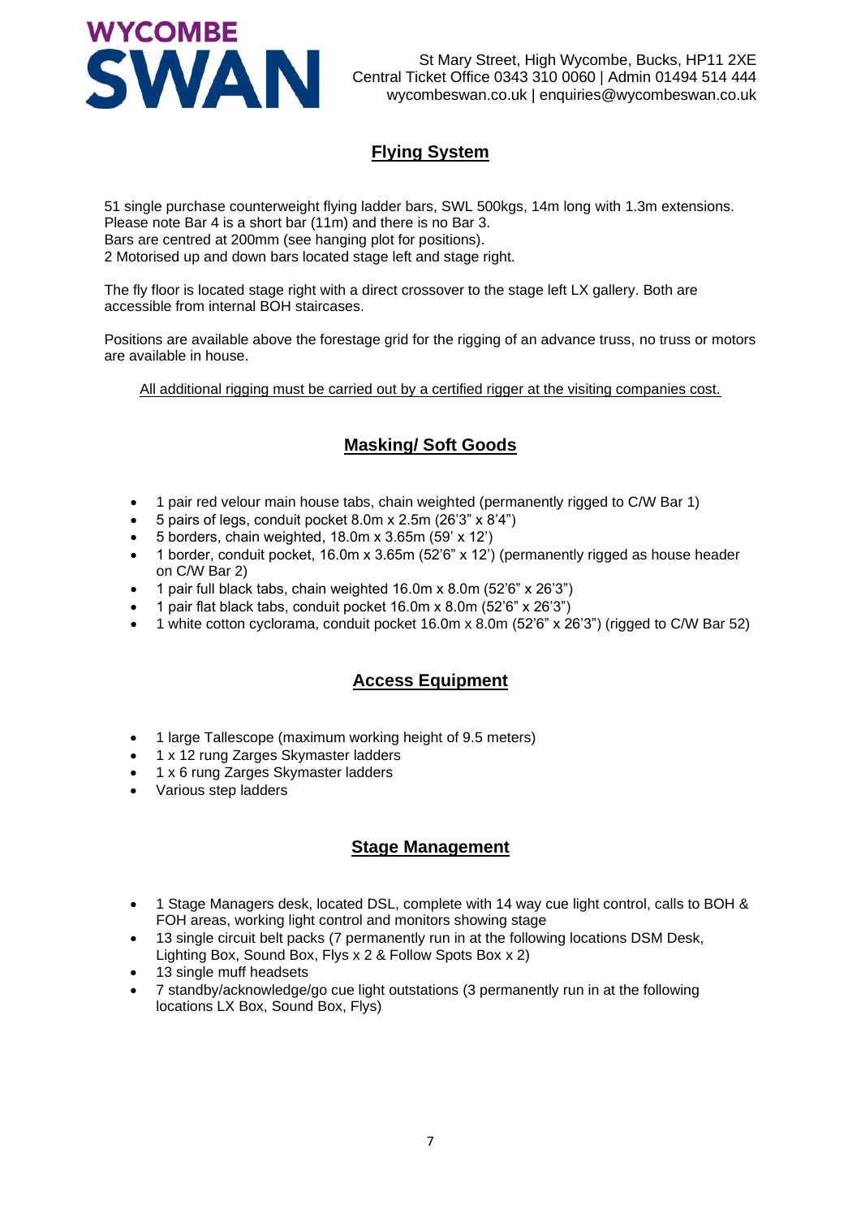## Flying System

51 single purchase counterweight flying ladder bars, SWL 500kgs, 14m long with 1.3m extensions.
Please note Bar 4 is a short bar (11m) and there is no Bar 3.
Bars are centred at 200mm (see hanging plot for positions).
2 Motorised up and down bars located stage left and stage right.

The fly floor is located stage right with a direct crossover to the stage left LX gallery. Both are accessible from internal BOH staircases.

Positions are available above the forestage grid for the rigging of an advance truss, no truss or motors are available in house.

<u>All additional rigging must be carried out by a certified rigger at the visiting companies cost.</u>

## Masking/ Soft Goods

- 1 pair red velour main house tabs, chain weighted (permanently rigged to C/W Bar 1)
- 5 pairs of legs, conduit pocket 8.0m x 2.5m (26'3" x 8'4")
- 5 borders, chain weighted, 18.0m x 3.65m (59' x 12')
- 1 border, conduit pocket, 16.0m x 3.65m (52'6" x 12') (permanently rigged as house header on C/W Bar 2)
- 1 pair full black tabs, chain weighted 16.0m x 8.0m (52'6" x 26'3")
- 1 pair flat black tabs, conduit pocket 16.0m x 8.0m (52'6" x 26'3")
- 1 white cotton cyclorama, conduit pocket 16.0m x 8.0m (52'6" x 26'3") (rigged to C/W Bar 52)

## Access Equipment

- 1 large Tallescope (maximum working height of 9.5 meters)
- 1 x 12 rung Zarges Skymaster ladders
- 1 x 6 rung Zarges Skymaster ladders
- Various step ladders

## Stage Management

- 1 Stage Managers desk, located DSL, complete with 14 way cue light control, calls to BOH & FOH areas, working light control and monitors showing stage
- 13 single circuit belt packs (7 permanently run in at the following locations DSM Desk, Lighting Box, Sound Box, Flys x 2 & Follow Spots Box x 2)
- 13 single muff headsets
- 7 standby/acknowledge/go cue light outstations (3 permanently run in at the following locations LX Box, Sound Box, Flys)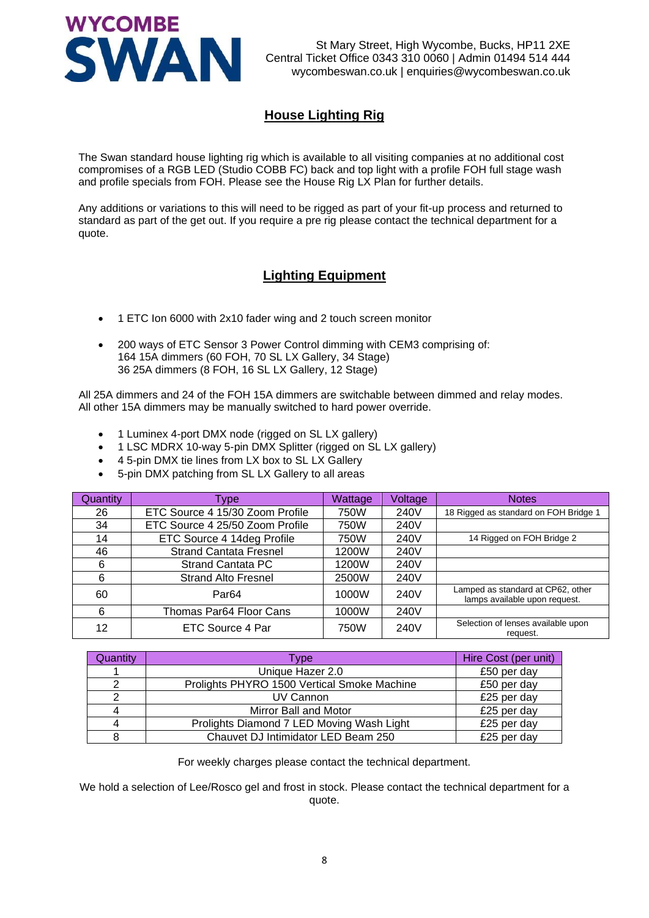## House Lighting Rig

The Swan standard house lighting rig which is available to all visiting companies at no additional cost compromises of a RGB LED (Studio COBB FC) back and top light with a profile FOH full stage wash and profile specials from FOH. Please see the House Rig LX Plan for further details.

Any additions or variations to this will need to be rigged as part of your fit-up process and returned to standard as part of the get out. If you require a pre rig please contact the technical department for a quote.

## Lighting Equipment

- 1 ETC Ion 6000 with 2x10 fader wing and 2 touch screen monitor
- 200 ways of ETC Sensor 3 Power Control dimming with CEM3 comprising of:
  164 15A dimmers (60 FOH, 70 SL LX Gallery, 34 Stage)
  36 25A dimmers (8 FOH, 16 SL LX Gallery, 12 Stage)

All 25A dimmers and 24 of the FOH 15A dimmers are switchable between dimmed and relay modes. All other 15A dimmers may be manually switched to hard power override.

- 1 Luminex 4-port DMX node (rigged on SL LX gallery)
- 1 LSC MDRX 10-way 5-pin DMX Splitter (rigged on SL LX gallery)
- 4 5-pin DMX tie lines from LX box to SL LX Gallery
- 5-pin DMX patching from SL LX Gallery to all areas

| Quantity | Type | Wattage | Voltage | Notes |
|---|---|---|---|---|
| 26 | ETC Source 4 15/30 Zoom Profile | 750W | 240V | 18 Rigged as standard on FOH Bridge 1 |
| 34 | ETC Source 4 25/50 Zoom Profile | 750W | 240V | |
| 14 | ETC Source 4 14deg Profile | 750W | 240V | 14 Rigged on FOH Bridge 2 |
| 46 | Strand Cantata Fresnel | 1200W | 240V | |
| 6 | Strand Cantata PC | 1200W | 240V | |
| 6 | Strand Alto Fresnel | 2500W | 240V | |
| 60 | Par64 | 1000W | 240V | Lamped as standard at CP62, other lamps available upon request. |
| 6 | Thomas Par64 Floor Cans | 1000W | 240V | |
| 12 | ETC Source 4 Par | 750W | 240V | Selection of lenses available upon request. |

| Quantity | Type | Hire Cost (per unit) |
|---|---|---|
| 1 | Unique Hazer 2.0 | £50 per day |
| 2 | Prolights PHYRO 1500 Vertical Smoke Machine | £50 per day |
| 2 | UV Cannon | £25 per day |
| 4 | Mirror Ball and Motor | £25 per day |
| 4 | Prolights Diamond 7 LED Moving Wash Light | £25 per day |
| 8 | Chauvet DJ Intimidator LED Beam 250 | £25 per day |

For weekly charges please contact the technical department.

We hold a selection of Lee/Rosco gel and frost in stock. Please contact the technical department for a quote.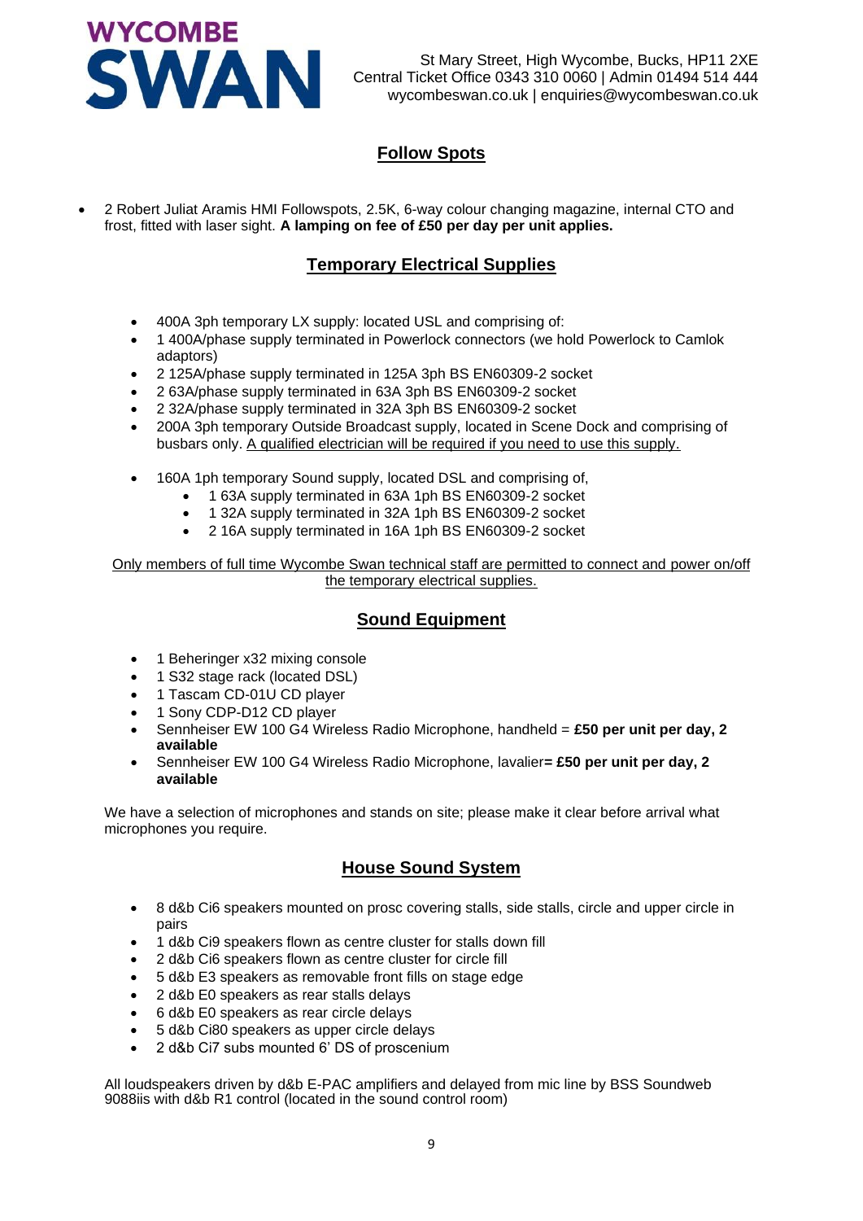## Follow Spots

- 2 Robert Juliat Aramis HMI Followspots, 2.5K, 6-way colour changing magazine, internal CTO and frost, fitted with laser sight. **A lamping on fee of £50 per day per unit applies.**

## Temporary Electrical Supplies

- 400A 3ph temporary LX supply: located USL and comprising of:
- 1 400A/phase supply terminated in Powerlock connectors (we hold Powerlock to Camlok adaptors)
- 2 125A/phase supply terminated in 125A 3ph BS EN60309-2 socket
- 2 63A/phase supply terminated in 63A 3ph BS EN60309-2 socket
- 2 32A/phase supply terminated in 32A 3ph BS EN60309-2 socket
- 200A 3ph temporary Outside Broadcast supply, located in Scene Dock and comprising of busbars only. <u>A qualified electrician will be required if you need to use this supply.</u>

- 160A 1ph temporary Sound supply, located DSL and comprising of,
  - 1 63A supply terminated in 63A 1ph BS EN60309-2 socket
  - 1 32A supply terminated in 32A 1ph BS EN60309-2 socket
  - 2 16A supply terminated in 16A 1ph BS EN60309-2 socket

<u>Only members of full time Wycombe Swan technical staff are permitted to connect and power on/off the temporary electrical supplies.</u>

## Sound Equipment

- 1 Beheringer x32 mixing console
- 1 S32 stage rack (located DSL)
- 1 Tascam CD-01U CD player
- 1 Sony CDP-D12 CD player
- Sennheiser EW 100 G4 Wireless Radio Microphone, handheld = **£50 per unit per day, 2 available**
- Sennheiser EW 100 G4 Wireless Radio Microphone, lavalier**= £50 per unit per day, 2 available**

We have a selection of microphones and stands on site; please make it clear before arrival what microphones you require.

## House Sound System

- 8 d&b Ci6 speakers mounted on prosc covering stalls, side stalls, circle and upper circle in pairs
- 1 d&b Ci9 speakers flown as centre cluster for stalls down fill
- 2 d&b Ci6 speakers flown as centre cluster for circle fill
- 5 d&b E3 speakers as removable front fills on stage edge
- 2 d&b E0 speakers as rear stalls delays
- 6 d&b E0 speakers as rear circle delays
- 5 d&b Ci80 speakers as upper circle delays
- 2 d&b Ci7 subs mounted 6' DS of proscenium

All loudspeakers driven by d&b E-PAC amplifiers and delayed from mic line by BSS Soundweb 9088iis with d&b R1 control (located in the sound control room)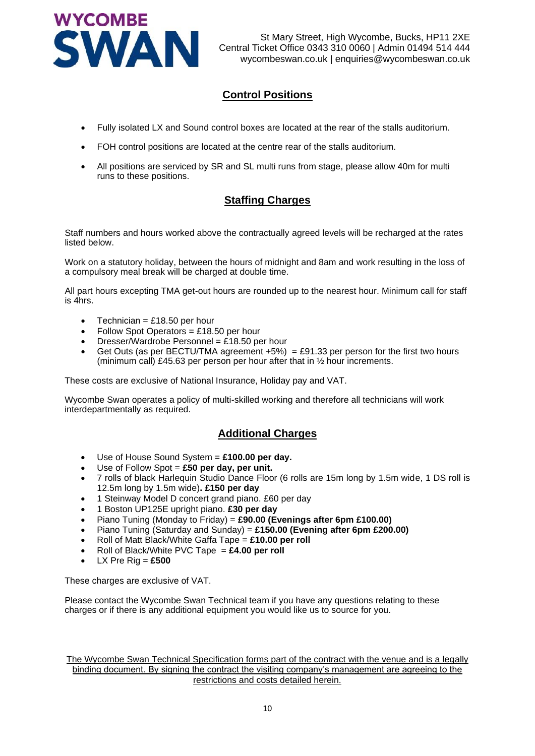## Control Positions

- Fully isolated LX and Sound control boxes are located at the rear of the stalls auditorium.
- FOH control positions are located at the centre rear of the stalls auditorium.
- All positions are serviced by SR and SL multi runs from stage, please allow 40m for multi runs to these positions.

## Staffing Charges

Staff numbers and hours worked above the contractually agreed levels will be recharged at the rates listed below.

Work on a statutory holiday, between the hours of midnight and 8am and work resulting in the loss of a compulsory meal break will be charged at double time.

All part hours excepting TMA get-out hours are rounded up to the nearest hour. Minimum call for staff is 4hrs.

- Technician = £18.50 per hour
- Follow Spot Operators = £18.50 per hour
- Dresser/Wardrobe Personnel = £18.50 per hour
- Get Outs (as per BECTU/TMA agreement +5%) = £91.33 per person for the first two hours (minimum call) £45.63 per person per hour after that in ½ hour increments.

These costs are exclusive of National Insurance, Holiday pay and VAT.

Wycombe Swan operates a policy of multi-skilled working and therefore all technicians will work interdepartmentally as required.

## Additional Charges

- Use of House Sound System = **£100.00 per day.**
- Use of Follow Spot = **£50 per day, per unit.**
- 7 rolls of black Harlequin Studio Dance Floor (6 rolls are 15m long by 1.5m wide, 1 DS roll is 12.5m long by 1.5m wide)**. £150 per day**
- 1 Steinway Model D concert grand piano. £60 per day
- 1 Boston UP125E upright piano. **£30 per day**
- Piano Tuning (Monday to Friday) = **£90.00 (Evenings after 6pm £100.00)**
- Piano Tuning (Saturday and Sunday) = **£150.00 (Evening after 6pm £200.00)**
- Roll of Matt Black/White Gaffa Tape = **£10.00 per roll**
- Roll of Black/White PVC Tape = **£4.00 per roll**
- LX Pre Rig = **£500**

These charges are exclusive of VAT.

Please contact the Wycombe Swan Technical team if you have any questions relating to these charges or if there is any additional equipment you would like us to source for you.

The Wycombe Swan Technical Specification forms part of the contract with the venue and is a legally binding document. By signing the contract the visiting company's management are agreeing to the restrictions and costs detailed herein.